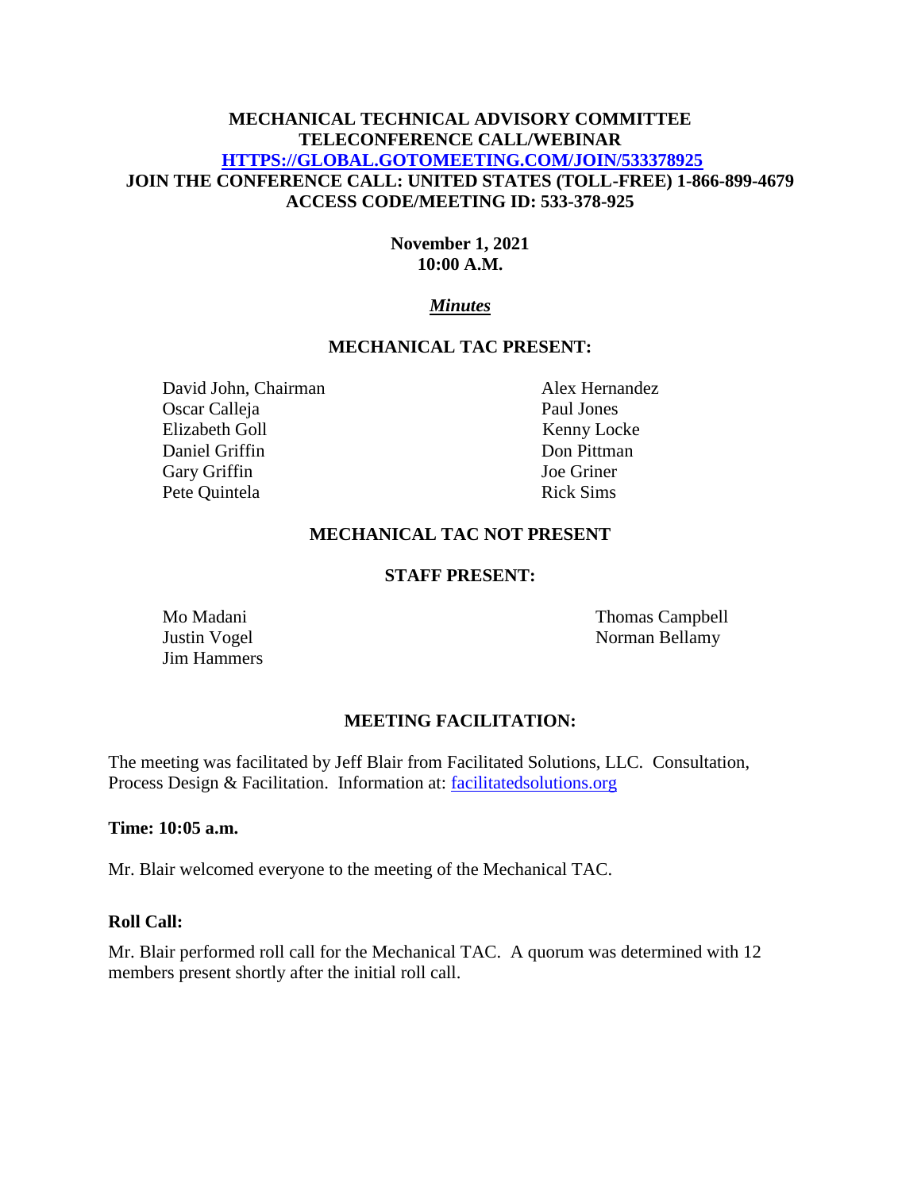**MECHANICAL TECHNICAL ADVISORY COMMITTEE**
**TELECONFERENCE CALL/WEBINAR**
**[HTTPS://GLOBAL.GOTOMEETING.COM/JOIN/533378925](https://global.gotomeeting.com/join/533378925)**
**JOIN THE CONFERENCE CALL: UNITED STATES (TOLL-FREE) 1-866-899-4679**
**ACCESS CODE/MEETING ID: 533-378-925**

**November 1, 2021**
**10:00 A.M.**

***Minutes***

## MECHANICAL TAC PRESENT:

David John, Chairman
Oscar Calleja
Elizabeth Goll
Daniel Griffin
Gary Griffin
Pete Quintela
Alex Hernandez
Paul Jones
Kenny Locke
Don Pittman
Joe Griner
Rick Sims

## MECHANICAL TAC NOT PRESENT

## STAFF PRESENT:

Mo Madani
Justin Vogel
Jim Hammers
Thomas Campbell
Norman Bellamy

## MEETING FACILITATION:

The meeting was facilitated by Jeff Blair from Facilitated Solutions, LLC. Consultation, Process Design & Facilitation. Information at: [facilitatedsolutions.org](http://facilitatedsolutions.org)

**Time: 10:05 a.m.**

Mr. Blair welcomed everyone to the meeting of the Mechanical TAC.

**Roll Call:**

Mr. Blair performed roll call for the Mechanical TAC. A quorum was determined with 12 members present shortly after the initial roll call.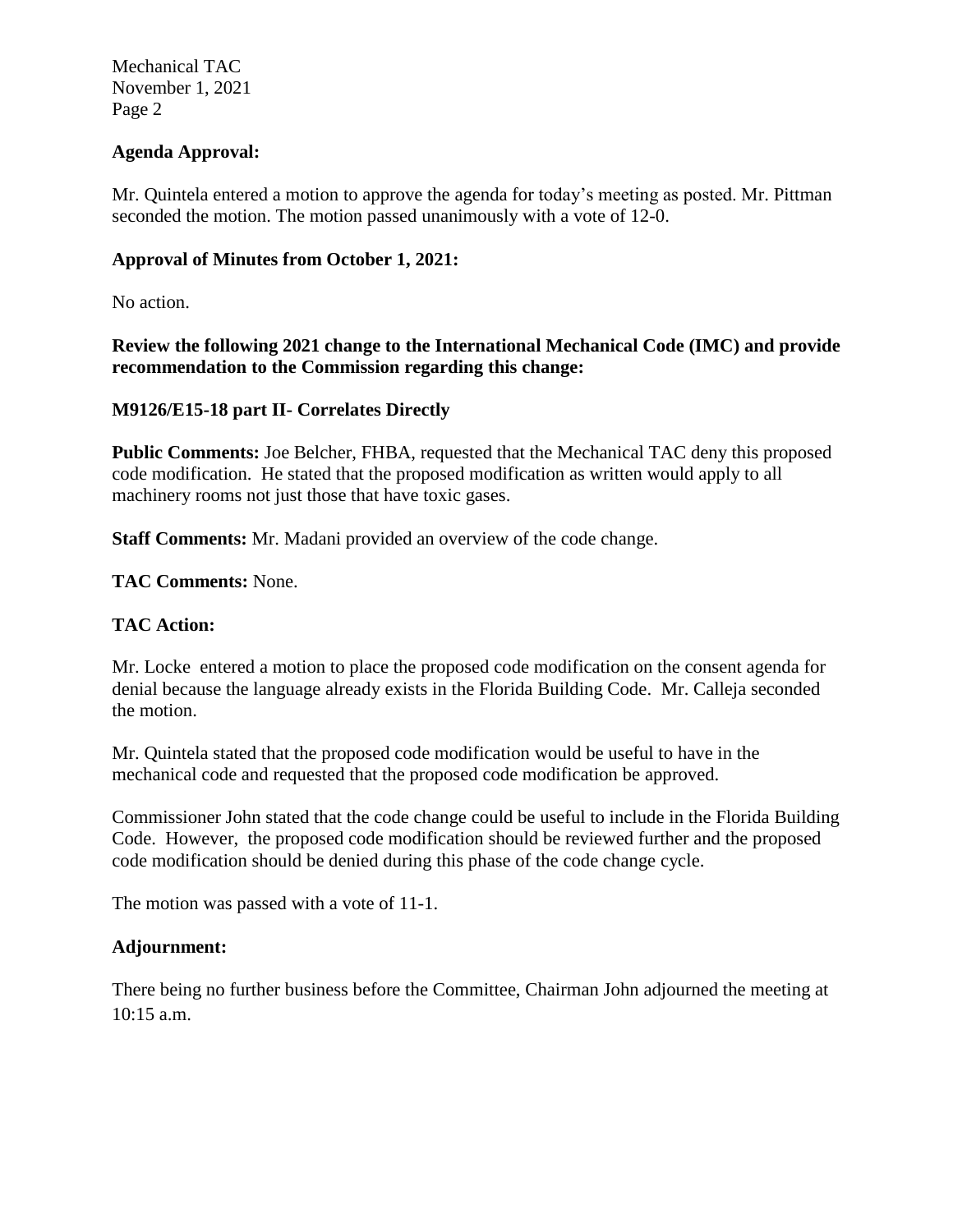**Agenda Approval:**

Mr. Quintela entered a motion to approve the agenda for today's meeting as posted. Mr. Pittman seconded the motion. The motion passed unanimously with a vote of 12-0.

**Approval of Minutes from October 1, 2021:**

No action.

**Review the following 2021 change to the International Mechanical Code (IMC) and provide recommendation to the Commission regarding this change:**

**M9126/E15-18 part II- Correlates Directly**

**Public Comments:** Joe Belcher, FHBA, requested that the Mechanical TAC deny this proposed code modification. He stated that the proposed modification as written would apply to all machinery rooms not just those that have toxic gases.

**Staff Comments:** Mr. Madani provided an overview of the code change.

**TAC Comments:** None.

**TAC Action:**

Mr. Locke entered a motion to place the proposed code modification on the consent agenda for denial because the language already exists in the Florida Building Code. Mr. Calleja seconded the motion.

Mr. Quintela stated that the proposed code modification would be useful to have in the mechanical code and requested that the proposed code modification be approved.

Commissioner John stated that the code change could be useful to include in the Florida Building Code. However, the proposed code modification should be reviewed further and the proposed code modification should be denied during this phase of the code change cycle.

The motion was passed with a vote of 11-1.

**Adjournment:**

There being no further business before the Committee, Chairman John adjourned the meeting at 10:15 a.m.